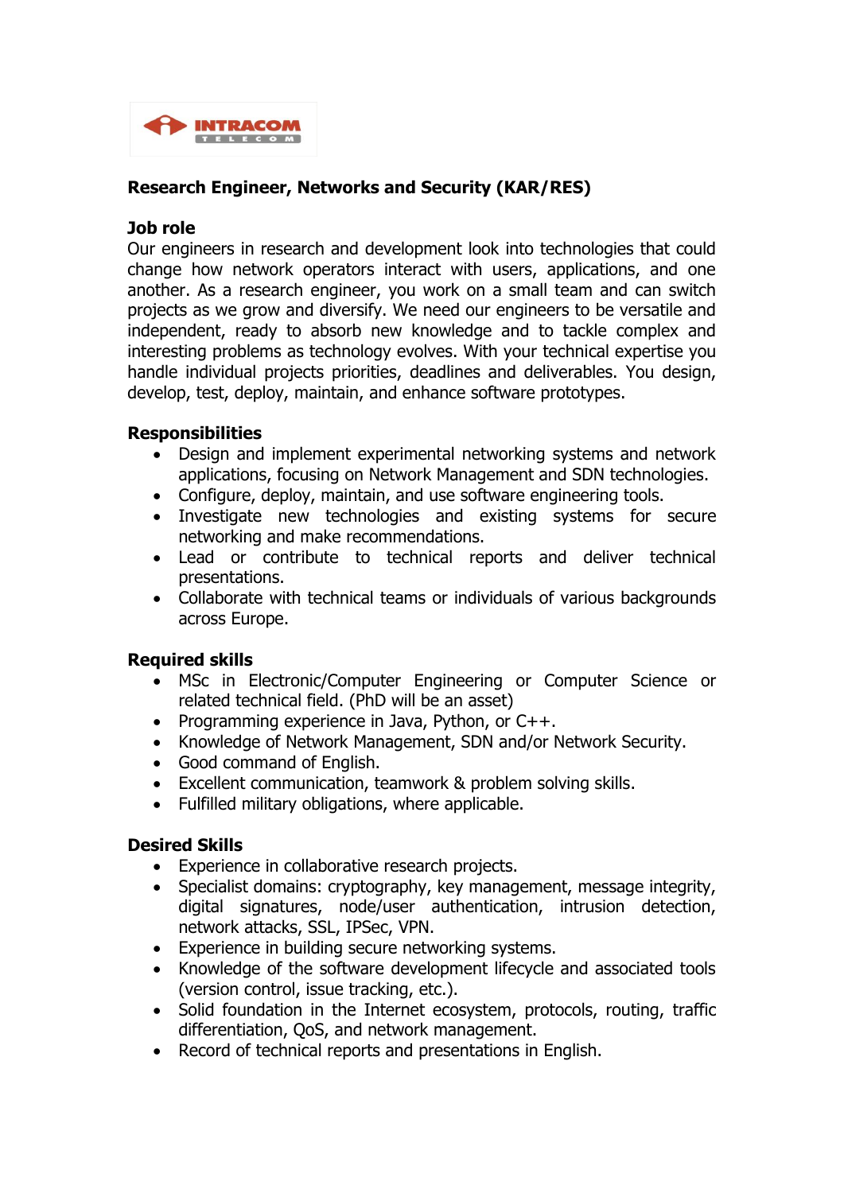# Research Engineer, Networks and Security (KAR/RES)

## Job role

Our engineers in research and development look into technologies that could change how network operators interact with users, applications, and one another. As a research engineer, you work on a small team and can switch projects as we grow and diversify. We need our engineers to be versatile and independent, ready to absorb new knowledge and to tackle complex and interesting problems as technology evolves. With your technical expertise you handle individual projects priorities, deadlines and deliverables. You design, develop, test, deploy, maintain, and enhance software prototypes.

## Responsibilities

- Design and implement experimental networking systems and network applications, focusing on Network Management and SDN technologies.
- Configure, deploy, maintain, and use software engineering tools.
- Investigate new technologies and existing systems for secure networking and make recommendations.
- Lead or contribute to technical reports and deliver technical presentations.
- Collaborate with technical teams or individuals of various backgrounds across Europe.

## Required skills

- MSc in Electronic/Computer Engineering or Computer Science or related technical field. (PhD will be an asset)
- Programming experience in Java, Python, or C++.
- Knowledge of Network Management, SDN and/or Network Security.
- Good command of English.
- Excellent communication, teamwork & problem solving skills.
- Fulfilled military obligations, where applicable.

## Desired Skills

- Experience in collaborative research projects.
- Specialist domains: cryptography, key management, message integrity, digital signatures, node/user authentication, intrusion detection, network attacks, SSL, IPSec, VPN.
- Experience in building secure networking systems.
- Knowledge of the software development lifecycle and associated tools (version control, issue tracking, etc.).
- Solid foundation in the Internet ecosystem, protocols, routing, traffic differentiation, QoS, and network management.
- Record of technical reports and presentations in English.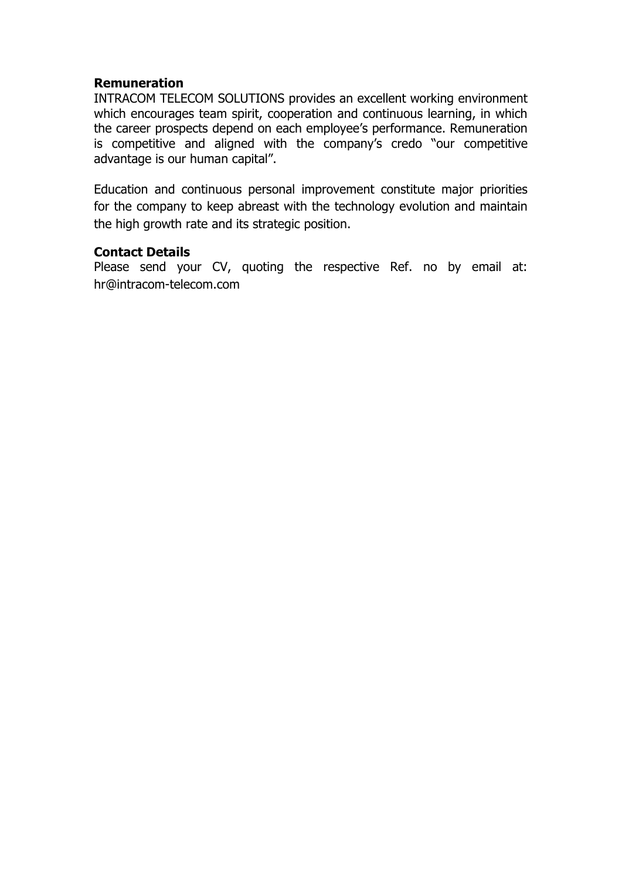**Remuneration**

INTRACOM TELECOM SOLUTIONS provides an excellent working environment which encourages team spirit, cooperation and continuous learning, in which the career prospects depend on each employee's performance. Remuneration is competitive and aligned with the company's credo "our competitive advantage is our human capital".

Education and continuous personal improvement constitute major priorities for the company to keep abreast with the technology evolution and maintain the high growth rate and its strategic position.

**Contact Details**

Please send your CV, quoting the respective Ref. no by email at: hr@intracom-telecom.com